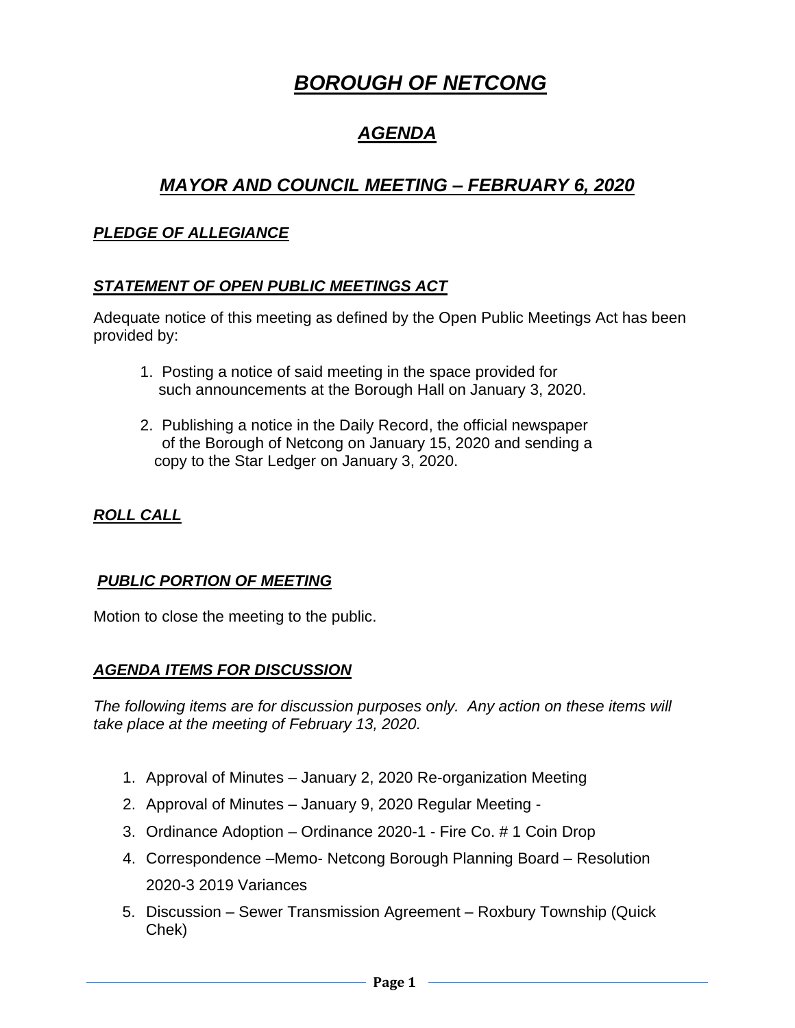# ***BOROUGH OF NETCONG***

## ***AGENDA***

## ***MAYOR AND COUNCIL MEETING – FEBRUARY 6, 2020***

### ***PLEDGE OF ALLEGIANCE***

### ***STATEMENT OF OPEN PUBLIC MEETINGS ACT***

Adequate notice of this meeting as defined by the Open Public Meetings Act has been provided by:

1. Posting a notice of said meeting in the space provided for such announcements at the Borough Hall on January 3, 2020.

2. Publishing a notice in the Daily Record, the official newspaper of the Borough of Netcong on January 15, 2020 and sending a copy to the Star Ledger on January 3, 2020.

### ***ROLL CALL***

### ***PUBLIC PORTION OF MEETING***

Motion to close the meeting to the public.

### ***AGENDA ITEMS FOR DISCUSSION***

*The following items are for discussion purposes only. Any action on these items will take place at the meeting of February 13, 2020.*

1. Approval of Minutes – January 2, 2020 Re-organization Meeting
2. Approval of Minutes – January 9, 2020 Regular Meeting -
3. Ordinance Adoption – Ordinance 2020-1 - Fire Co. # 1 Coin Drop
4. Correspondence –Memo- Netcong Borough Planning Board – Resolution 2020-3 2019 Variances
5. Discussion – Sewer Transmission Agreement – Roxbury Township (Quick Chek)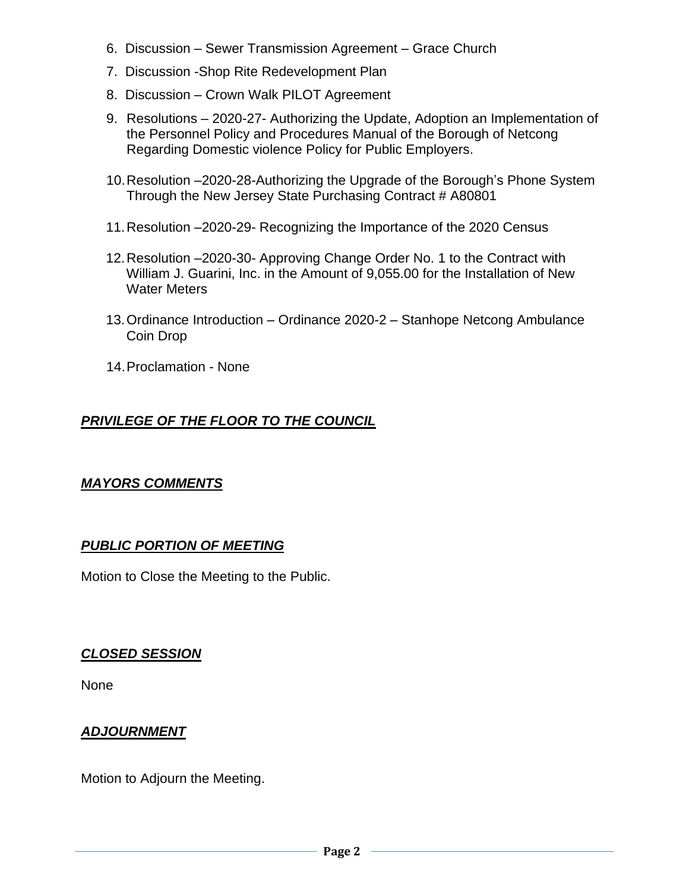6. Discussion – Sewer Transmission Agreement – Grace Church
7. Discussion -Shop Rite Redevelopment Plan
8. Discussion – Crown Walk PILOT Agreement
9. Resolutions – 2020-27- Authorizing the Update, Adoption an Implementation of the Personnel Policy and Procedures Manual of the Borough of Netcong Regarding Domestic violence Policy for Public Employers.
10. Resolution –2020-28-Authorizing the Upgrade of the Borough's Phone System Through the New Jersey State Purchasing Contract # A80801
11. Resolution –2020-29- Recognizing the Importance of the 2020 Census
12. Resolution –2020-30- Approving Change Order No. 1 to the Contract with William J. Guarini, Inc. in the Amount of 9,055.00 for the Installation of New Water Meters
13. Ordinance Introduction – Ordinance 2020-2 – Stanhope Netcong Ambulance Coin Drop
14. Proclamation - None

***PRIVILEGE OF THE FLOOR TO THE COUNCIL***

***MAYORS COMMENTS***

***PUBLIC PORTION OF MEETING***

Motion to Close the Meeting to the Public.

***CLOSED SESSION***

None

***ADJOURNMENT***

Motion to Adjourn the Meeting.